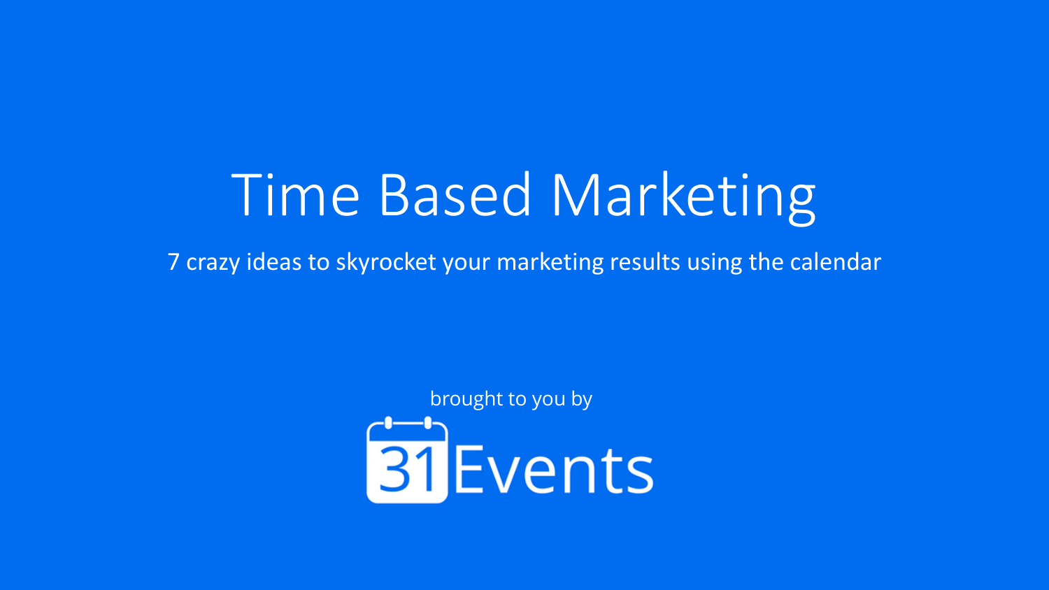# Time Based Marketing

7 crazy ideas to skyrocket your marketing results using the calendar

brought to you by

31Events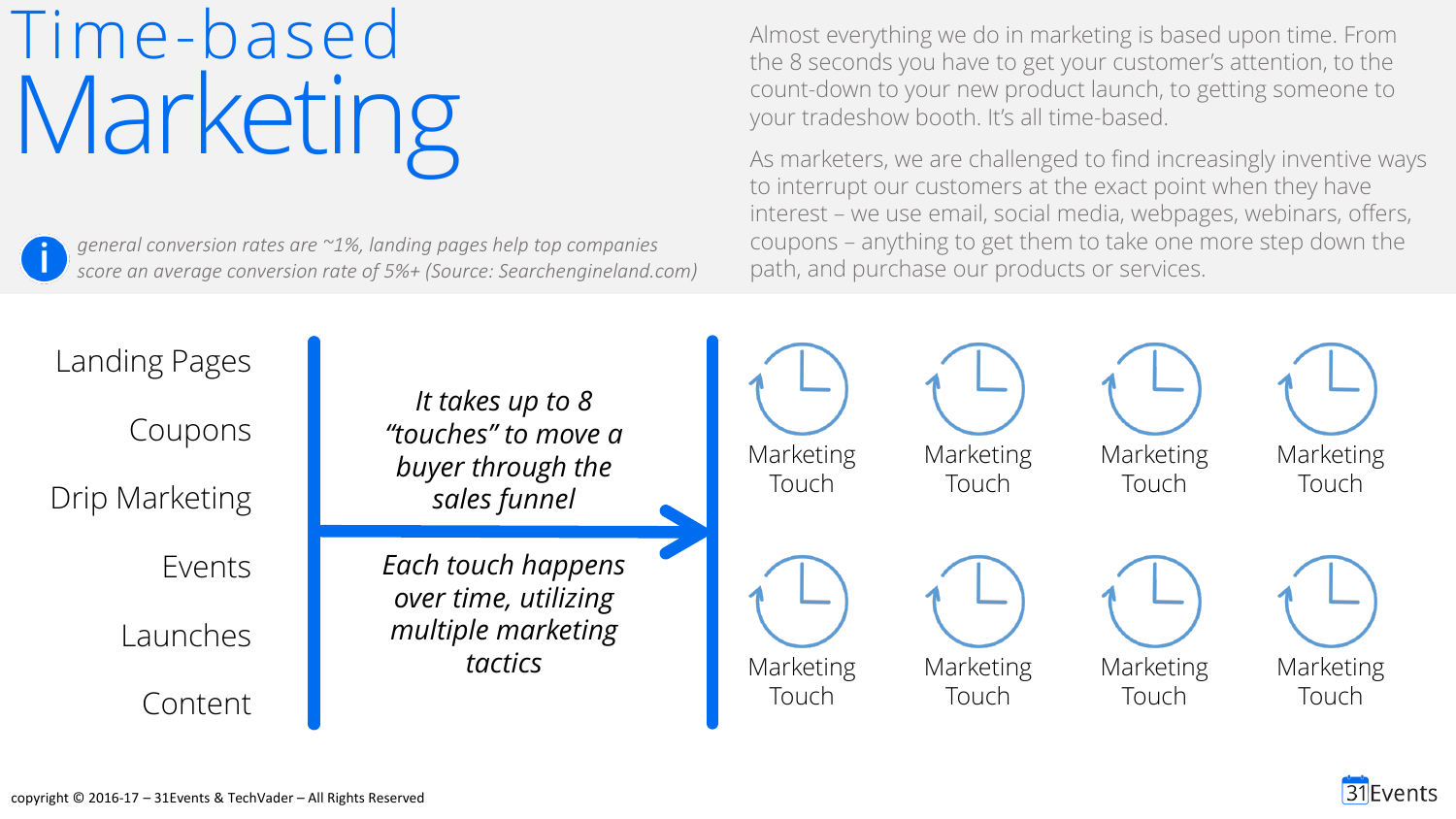# Time-based Marketing

*general conversion rates are ~1%, landing pages help top companies score an average conversion rate of 5%+ (Source: Searchengineland.com)*

Almost everything we do in marketing is based upon time. From the 8 seconds you have to get your customer's attention, to the count-down to your new product launch, to getting someone to your tradeshow booth. It's all time-based.

As marketers, we are challenged to find increasingly inventive ways to interrupt our customers at the exact point when they have interest – we use email, social media, webpages, webinars, offers, coupons – anything to get them to take one more step down the path, and purchase our products or services.

- Landing Pages
- Coupons
- Drip Marketing
- Events
- Launches
- Content

*It takes up to 8 "touches" to move a buyer through the sales funnel*

*Each touch happens over time, utilizing multiple marketing tactics*

Marketing Touch | Marketing Touch | Marketing Touch | Marketing Touch

Marketing Touch | Marketing Touch | Marketing Touch | Marketing Touch

copyright © 2016-17 – 31Events & TechVader – All Rights Reserved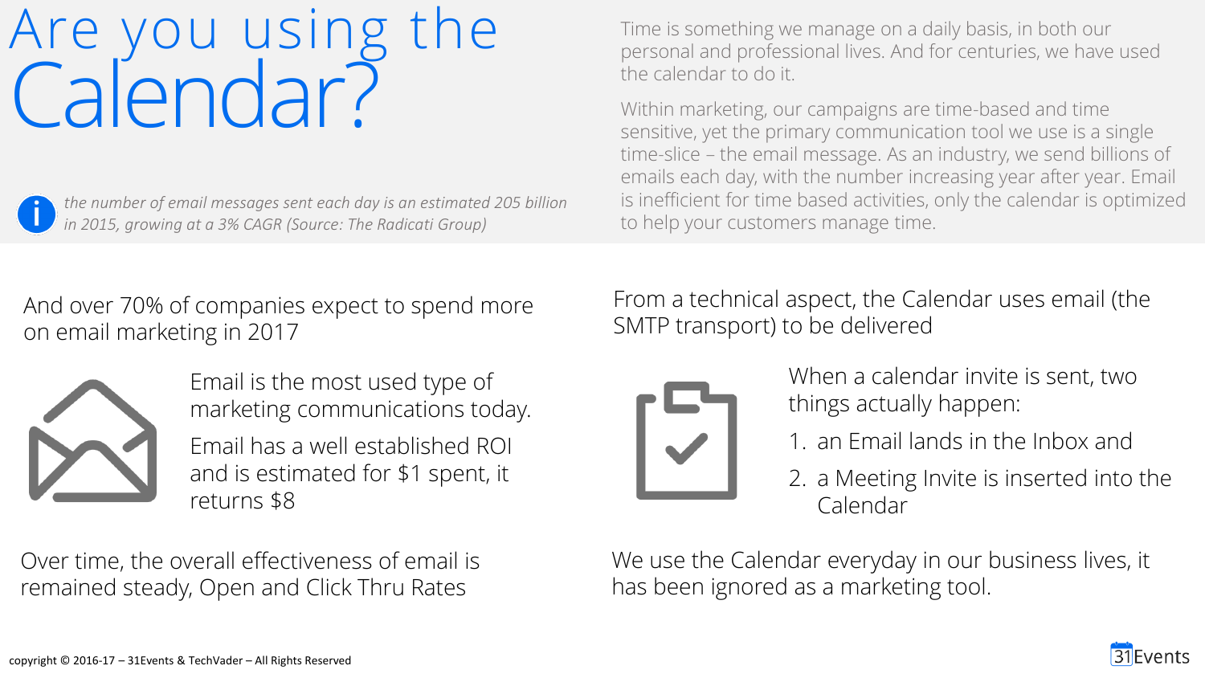# Are you using the Calendar?

*the number of email messages sent each day is an estimated 205 billion in 2015, growing at a 3% CAGR (Source: The Radicati Group)*

Time is something we manage on a daily basis, in both our personal and professional lives. And for centuries, we have used the calendar to do it.

Within marketing, our campaigns are time-based and time sensitive, yet the primary communication tool we use is a single time-slice – the email message. As an industry, we send billions of emails each day, with the number increasing year after year. Email is inefficient for time based activities, only the calendar is optimized to help your customers manage time.

And over 70% of companies expect to spend more on email marketing in 2017

Email is the most used type of marketing communications today.

Email has a well established ROI and is estimated for $1 spent, it returns $8

Over time, the overall effectiveness of email is remained steady, Open and Click Thru Rates

From a technical aspect, the Calendar uses email (the SMTP transport) to be delivered

When a calendar invite is sent, two things actually happen:

1. an Email lands in the Inbox and
2. a Meeting Invite is inserted into the Calendar

We use the Calendar everyday in our business lives, it has been ignored as a marketing tool.

copyright © 2016-17 – 31Events & TechVader – All Rights Reserved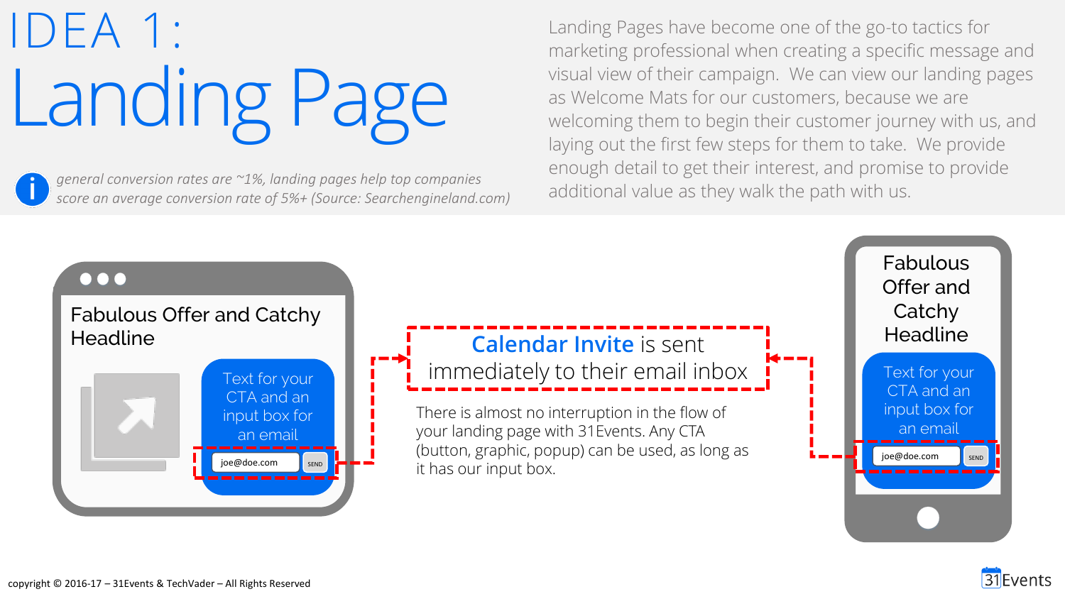# IDEA 1: Landing Page

Landing Pages have become one of the go-to tactics for marketing professional when creating a specific message and visual view of their campaign. We can view our landing pages as Welcome Mats for our customers, because we are welcoming them to begin their customer journey with us, and laying out the first few steps for them to take. We provide enough detail to get their interest, and promise to provide additional value as they walk the path with us.

*general conversion rates are ~1%, landing pages help top companies score an average conversion rate of 5%+ (Source: Searchengineland.com)*

Fabulous Offer and Catchy Headline

Text for your CTA and an input box for an email

joe@doe.com SEND

**Calendar Invite** is sent immediately to their email inbox

There is almost no interruption in the flow of your landing page with 31Events. Any CTA (button, graphic, popup) can be used, as long as it has our input box.

Fabulous Offer and Catchy Headline

Text for your CTA and an input box for an email

joe@doe.com SEND

copyright © 2016-17 – 31Events & TechVader – All Rights Reserved

31Events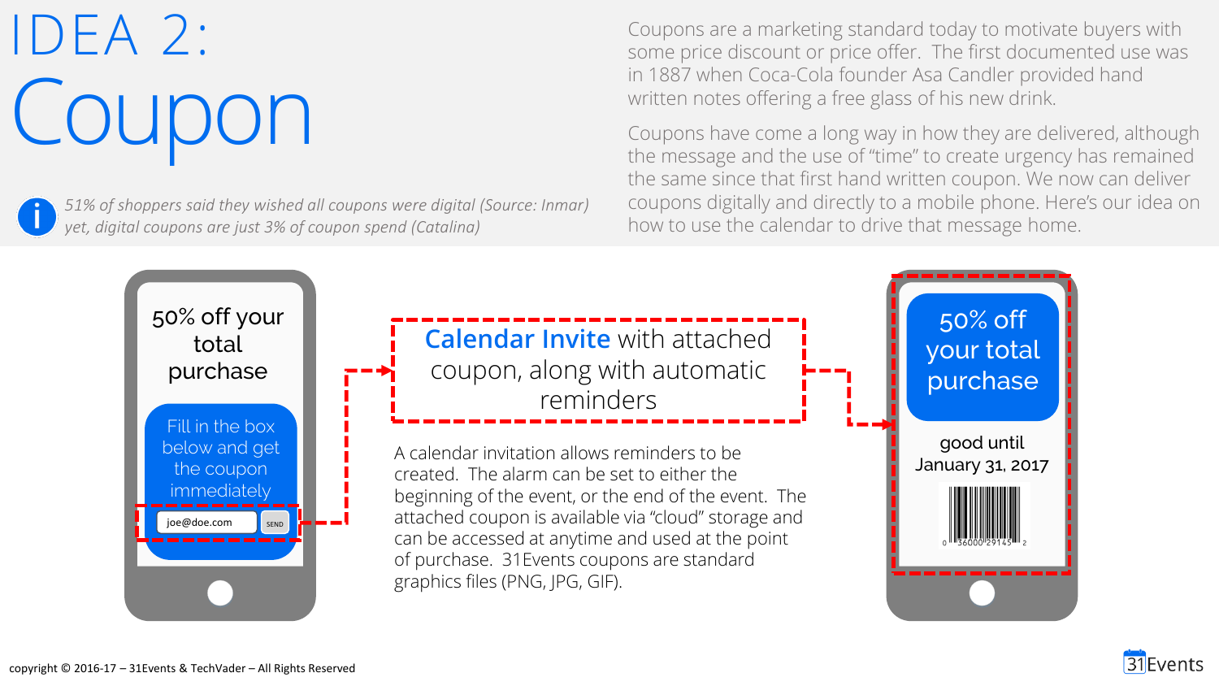# IDEA 2: Coupon

*51% of shoppers said they wished all coupons were digital (Source: Inmar) yet, digital coupons are just 3% of coupon spend (Catalina)*

Coupons are a marketing standard today to motivate buyers with some price discount or price offer. The first documented use was in 1887 when Coca-Cola founder Asa Candler provided hand written notes offering a free glass of his new drink.

Coupons have come a long way in how they are delivered, although the message and the use of "time" to create urgency has remained the same since that first hand written coupon. We now can deliver coupons digitally and directly to a mobile phone. Here's our idea on how to use the calendar to drive that message home.

50% off your total purchase

Fill in the box below and get the coupon immediately

joe@doe.com SEND

**Calendar Invite** with attached coupon, along with automatic reminders

A calendar invitation allows reminders to be created. The alarm can be set to either the beginning of the event, or the end of the event. The attached coupon is available via "cloud" storage and can be accessed at anytime and used at the point of purchase. 31Events coupons are standard graphics files (PNG, JPG, GIF).

50% off your total purchase

good until January 31, 2017

0 36000 29145 2

copyright © 2016-17 – 31Events & TechVader – All Rights Reserved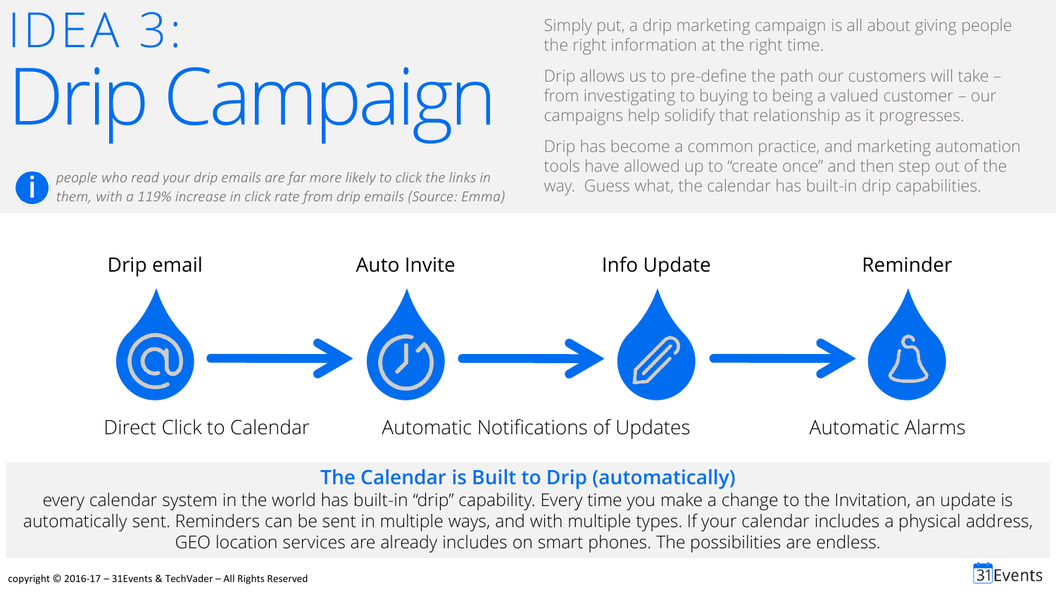# IDEA 3: Drip Campaign

Simply put, a drip marketing campaign is all about giving people the right information at the right time.

Drip allows us to pre-define the path our customers will take – from investigating to buying to being a valued customer – our campaigns help solidify that relationship as it progresses.

Drip has become a common practice, and marketing automation tools have allowed up to "create once" and then step out of the way. Guess what, the calendar has built-in drip capabilities.

*people who read your drip emails are far more likely to click the links in them, with a 119% increase in click rate from drip emails (Source: Emma)*

Drip email → Auto Invite → Info Update → Reminder

Direct Click to Calendar

Automatic Notifications of Updates

Automatic Alarms

**The Calendar is Built to Drip (automatically)**

every calendar system in the world has built-in "drip" capability. Every time you make a change to the Invitation, an update is automatically sent. Reminders can be sent in multiple ways, and with multiple types. If your calendar includes a physical address, GEO location services are already includes on smart phones. The possibilities are endless.

copyright © 2016-17 – 31Events & TechVader – All Rights Reserved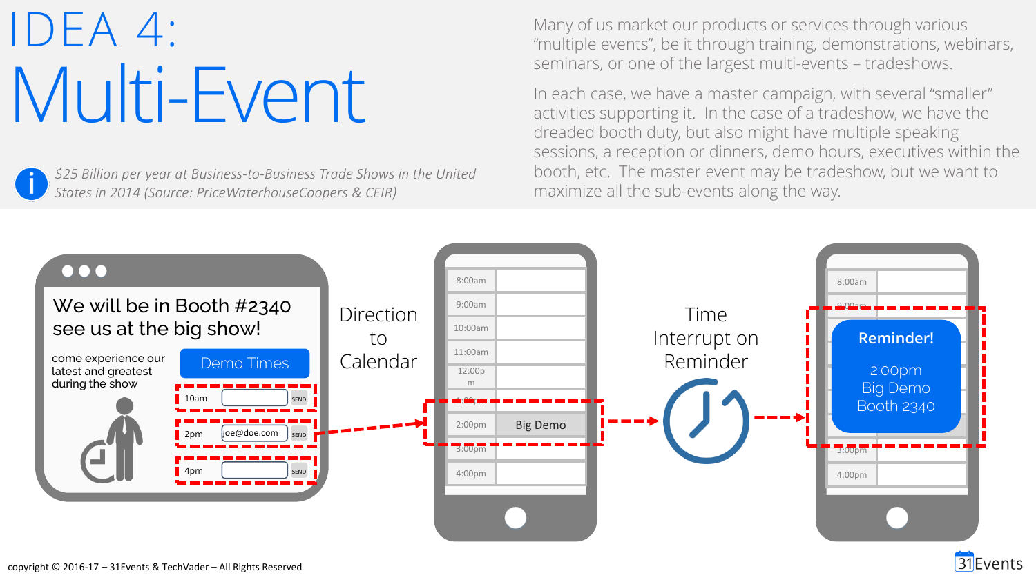# IDEA 4:
# Multi-Event

*$25 Billion per year at Business-to-Business Trade Shows in the United States in 2014 (Source: PriceWaterhouseCoopers & CEIR)*

Many of us market our products or services through various "multiple events", be it through training, demonstrations, webinars, seminars, or one of the largest multi-events – tradeshows.

In each case, we have a master campaign, with several "smaller" activities supporting it. In the case of a tradeshow, we have the dreaded booth duty, but also might have multiple speaking sessions, a reception or dinners, demo hours, executives within the booth, etc. The master event may be tradeshow, but we want to maximize all the sub-events along the way.

We will be in Booth #2340 see us at the big show!

come experience our latest and greatest during the show

Demo Times

- 10am — SEND
- 2pm — joe@doe.com — SEND
- 4pm — SEND

Direction to Calendar

| | |
|---|---|
| 8:00am | |
| 9:00am | |
| 10:00am | |
| 11:00am | |
| 12:00pm | |
| 1:00pm | |
| 2:00pm | Big Demo |
| 3:00pm | |
| 4:00pm | |

Time Interrupt on Reminder

**Reminder!**

2:00pm
Big Demo
Booth 2340

copyright © 2016-17 – 31Events & TechVader – All Rights Reserved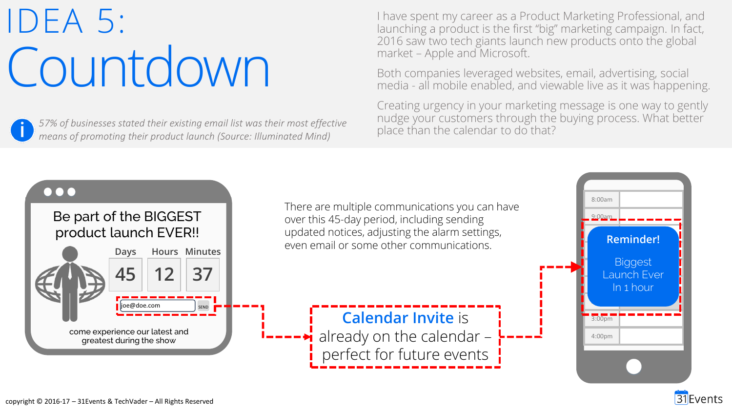# IDEA 5: Countdown

I have spent my career as a Product Marketing Professional, and launching a product is the first "big" marketing campaign. In fact, 2016 saw two tech giants launch new products onto the global market – Apple and Microsoft.

Both companies leveraged websites, email, advertising, social media - all mobile enabled, and viewable live as it was happening.

Creating urgency in your marketing message is one way to gently nudge your customers through the buying process. What better place than the calendar to do that?

*57% of businesses stated their existing email list was their most effective means of promoting their product launch (Source: Illuminated Mind)*

Be part of the BIGGEST product launch EVER!!

| Days | Hours | Minutes |
|---|---|---|
| 45 | 12 | 37 |

joe@doe.com SEND

come experience our latest and greatest during the show

There are multiple communications you can have over this 45-day period, including sending updated notices, adjusting the alarm settings, even email or some other communications.

**Calendar Invite** is already on the calendar – perfect for future events

8:00am
9:00am

**Reminder!**

Biggest Launch Ever In 1 hour

3:00pm
4:00pm

copyright © 2016-17 – 31Events & TechVader – All Rights Reserved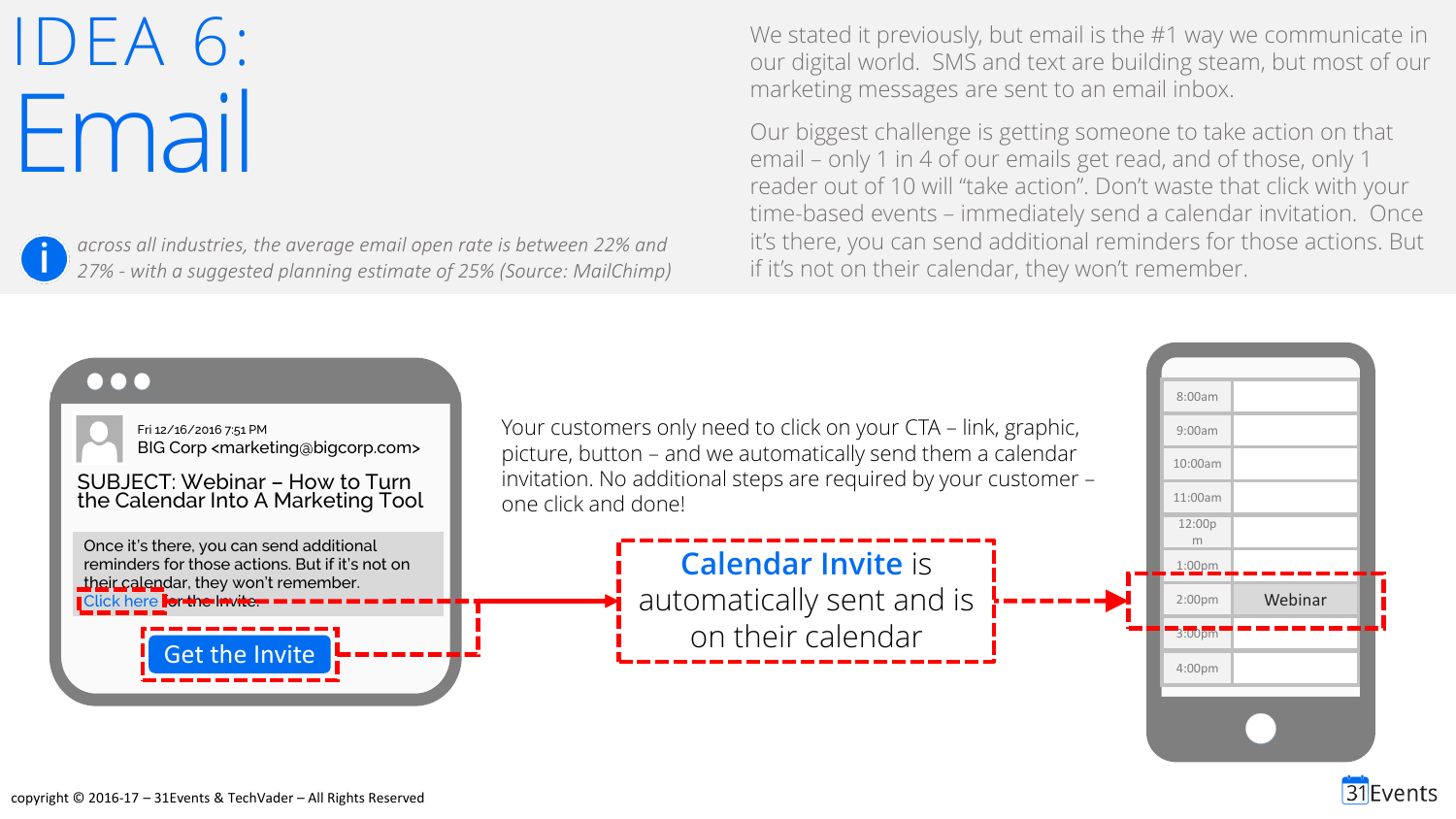# IDEA 6: Email

*across all industries, the average email open rate is between 22% and 27% - with a suggested planning estimate of 25% (Source: MailChimp)*

We stated it previously, but email is the #1 way we communicate in our digital world. SMS and text are building steam, but most of our marketing messages are sent to an email inbox.

Our biggest challenge is getting someone to take action on that email – only 1 in 4 of our emails get read, and of those, only 1 reader out of 10 will "take action". Don't waste that click with your time-based events – immediately send a calendar invitation. Once it's there, you can send additional reminders for those actions. But if it's not on their calendar, they won't remember.

Fri 12/16/2016 7:51 PM
BIG Corp <marketing@bigcorp.com>

SUBJECT: Webinar – How to Turn the Calendar Into A Marketing Tool

Once it's there, you can send additional reminders for those actions. But if it's not on their calendar, they won't remember.
Click here for the Invite.

Get the Invite

Your customers only need to click on your CTA – link, graphic, picture, button – and we automatically send them a calendar invitation. No additional steps are required by your customer – one click and done!

**Calendar Invite** is automatically sent and is on their calendar

| | |
|---|---|
| 8:00am | |
| 9:00am | |
| 10:00am | |
| 11:00am | |
| 12:00pm | |
| 1:00pm | |
| 2:00pm | Webinar |
| 3:00pm | |
| 4:00pm | |

copyright © 2016-17 – 31Events & TechVader – All Rights Reserved

31Events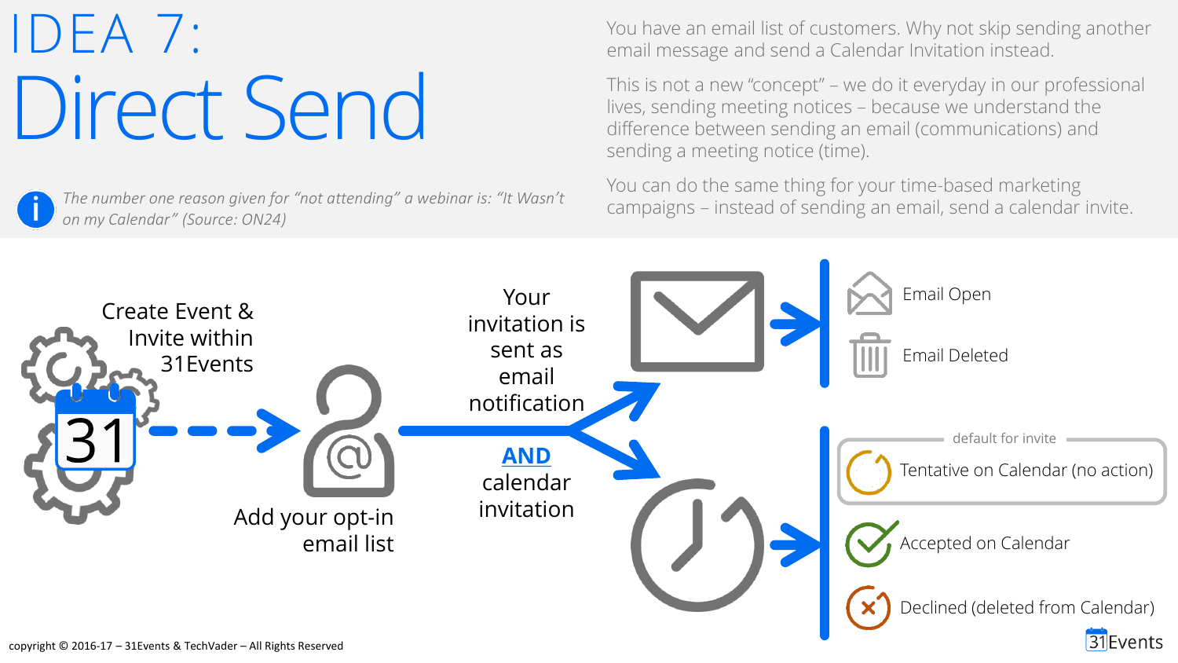# IDEA 7:
# Direct Send

*The number one reason given for "not attending" a webinar is: "It Wasn't on my Calendar" (Source: ON24)*

You have an email list of customers. Why not skip sending another email message and send a Calendar Invitation instead.

This is not a new "concept" – we do it everyday in our professional lives, sending meeting notices – because we understand the difference between sending an email (communications) and sending a meeting notice (time).

You can do the same thing for your time-based marketing campaigns – instead of sending an email, send a calendar invite.

Create Event & Invite within 31Events

Add your opt-in email list

Your invitation is sent as email notification

**AND**

calendar invitation

Email Open

Email Deleted

default for invite

Tentative on Calendar (no action)

Accepted on Calendar

Declined (deleted from Calendar)

copyright © 2016-17 – 31Events & TechVader – All Rights Reserved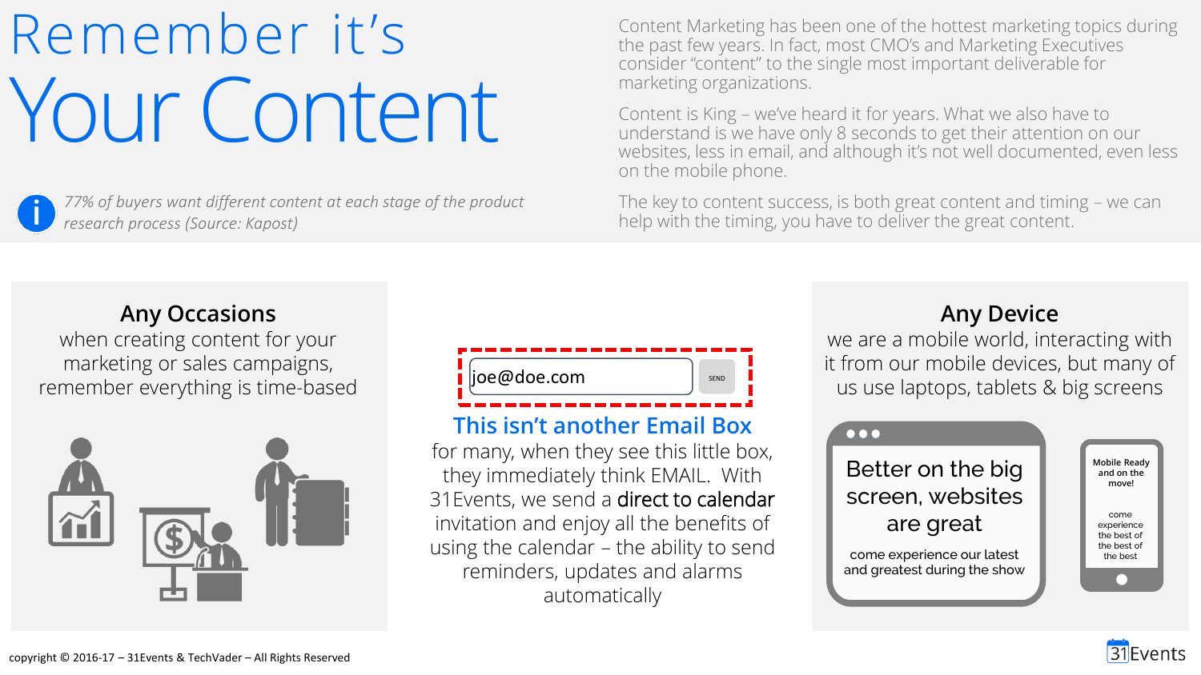# Remember it's Your Content

> *77% of buyers want different content at each stage of the product research process (Source: Kapost)*

Content Marketing has been one of the hottest marketing topics during the past few years. In fact, most CMO's and Marketing Executives consider "content" to the single most important deliverable for marketing organizations.

Content is King – we've heard it for years. What we also have to understand is we have only 8 seconds to get their attention on our websites, less in email, and although it's not well documented, even less on the mobile phone.

The key to content success, is both great content and timing – we can help with the timing, you have to deliver the great content.

## Any Occasions

when creating content for your marketing or sales campaigns, remember everything is time-based

joe@doe.com SEND

## This isn't another Email Box

for many, when they see this little box, they immediately think EMAIL. With 31Events, we send a direct to calendar invitation and enjoy all the benefits of using the calendar – the ability to send reminders, updates and alarms automatically

## Any Device

we are a mobile world, interacting with it from our mobile devices, but many of us use laptops, tablets & big screens

**Better on the big screen, websites are great**

come experience our latest and greatest during the show

**Mobile Ready and on the move!**

come experience the best of the best of the best

copyright © 2016-17 – 31Events & TechVader – All Rights Reserved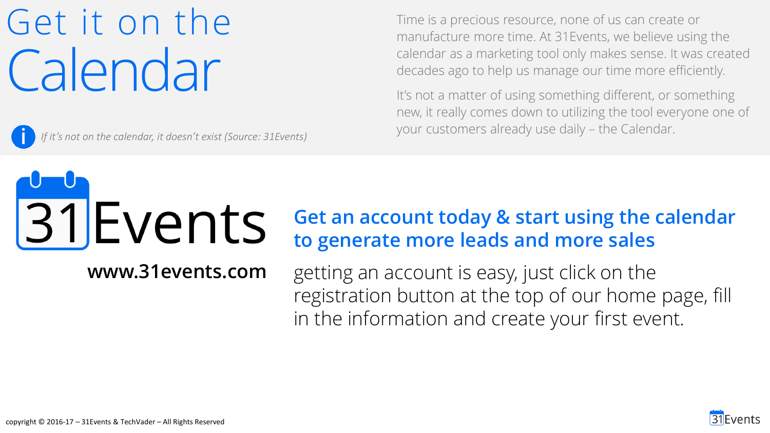# Get it on the Calendar

*If it's not on the calendar, it doesn't exist (Source: 31Events)*

Time is a precious resource, none of us can create or manufacture more time. At 31Events, we believe using the calendar as a marketing tool only makes sense. It was created decades ago to help us manage our time more efficiently.

It's not a matter of using something different, or something new, it really comes down to utilizing the tool everyone one of your customers already use daily – the Calendar.

31Events

**www.31events.com**

## Get an account today & start using the calendar to generate more leads and more sales

getting an account is easy, just click on the registration button at the top of our home page, fill in the information and create your first event.

copyright © 2016-17 – 31Events & TechVader – All Rights Reserved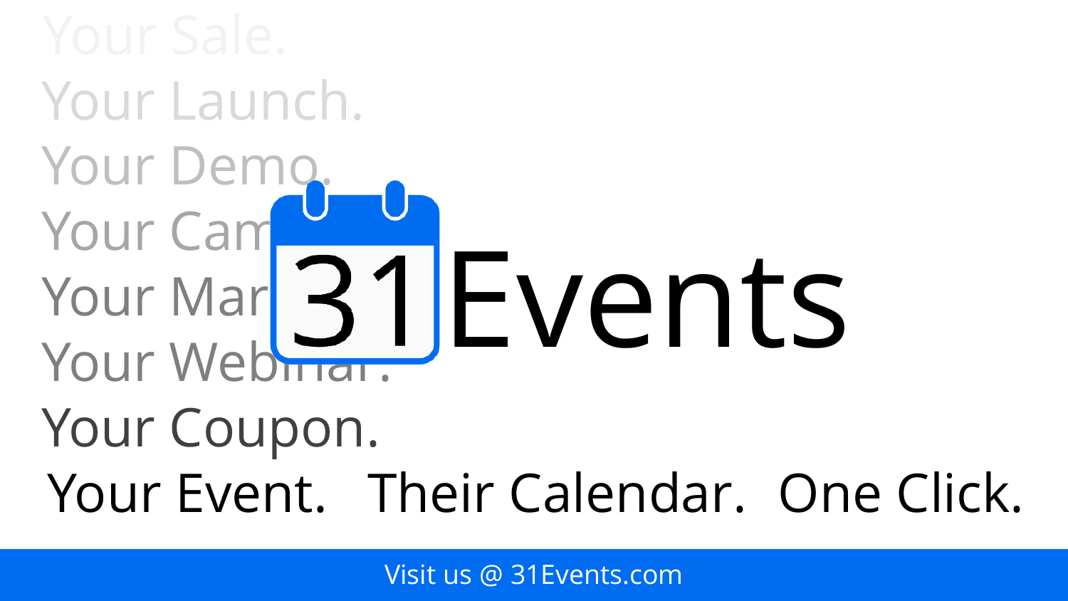Your Sale.

Your Launch.

Your Demo.

Your Cam

Your Mar

Your Webinar.

Your Coupon.

# 31Events

Your Event. Their Calendar. One Click.

Visit us @ 31Events.com